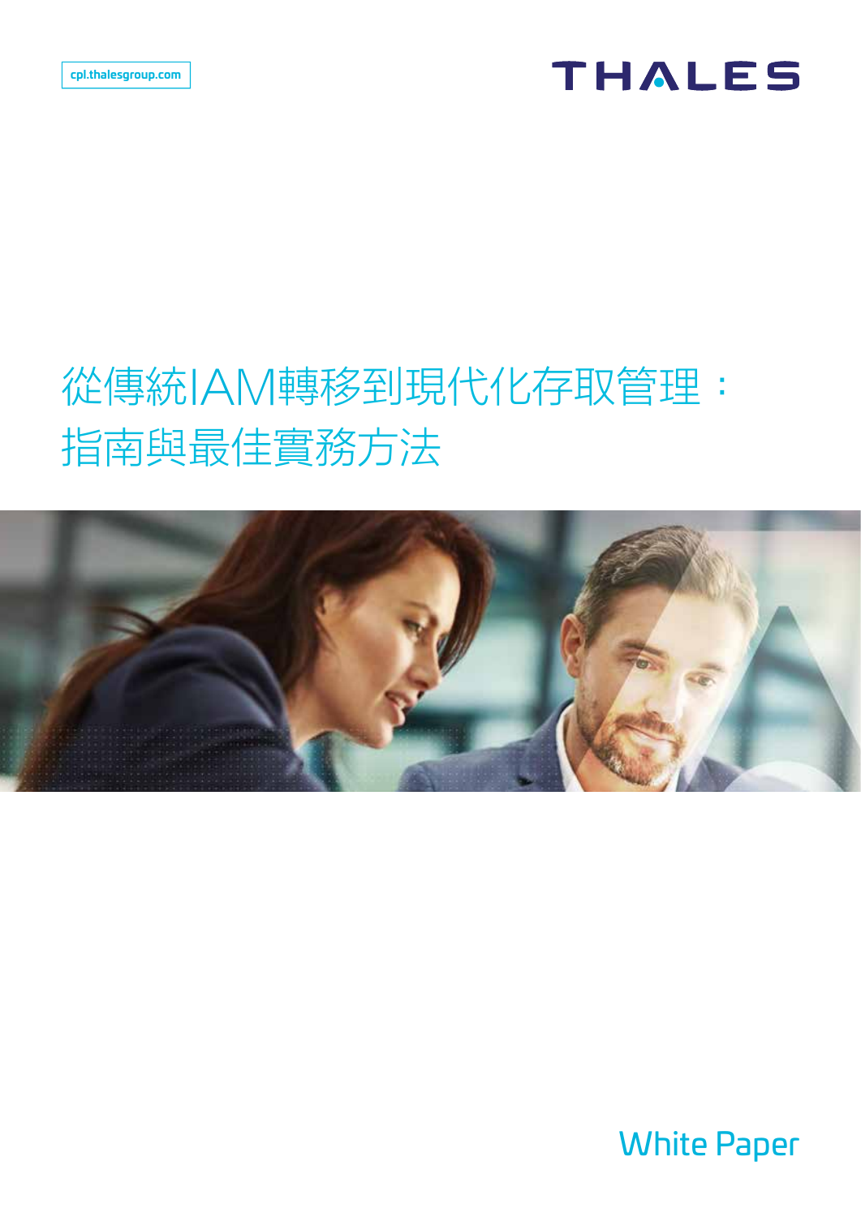cpl.thalesgroup.com

THALES

# 從傳統IAM轉移到現代化存取管理：指南與最佳實務方法

White Paper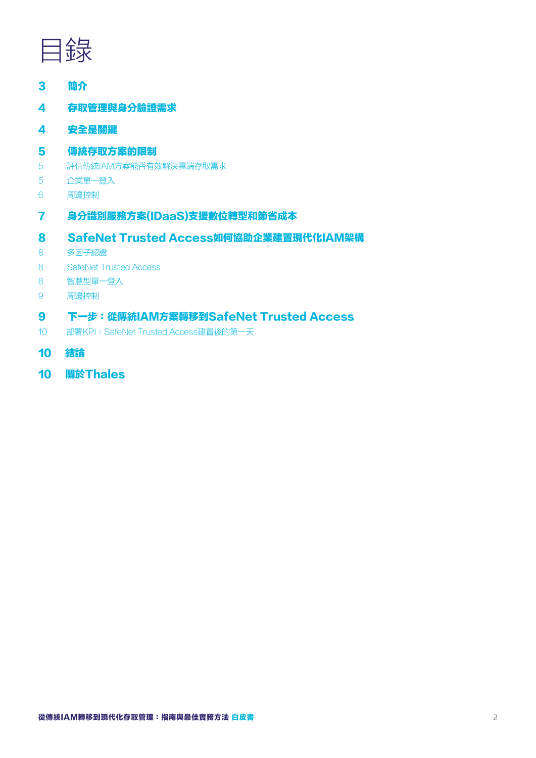# 目錄

**3 簡介**

**4 存取管理與身分驗證需求**

**4 安全是關鍵**

**5 傳統存取方案的限制**

5 評估傳統IAM方案能否有效解決雲端存取需求

5 企業單一登入

6 周邊控制

**7 身分識別服務方案(IDaaS)支援數位轉型和節省成本**

**8 SafeNet Trusted Access如何協助企業建置現代化IAM架構**

8 多因子認證

8 SafeNet Trusted Access

8 智慧型單一登入

9 周邊控制

**9 下一步：從傳統IAM方案轉移到SafeNet Trusted Access**

10 部署KPI：SafeNet Trusted Access建置後的第一天

**10 結論**

**10 關於Thales**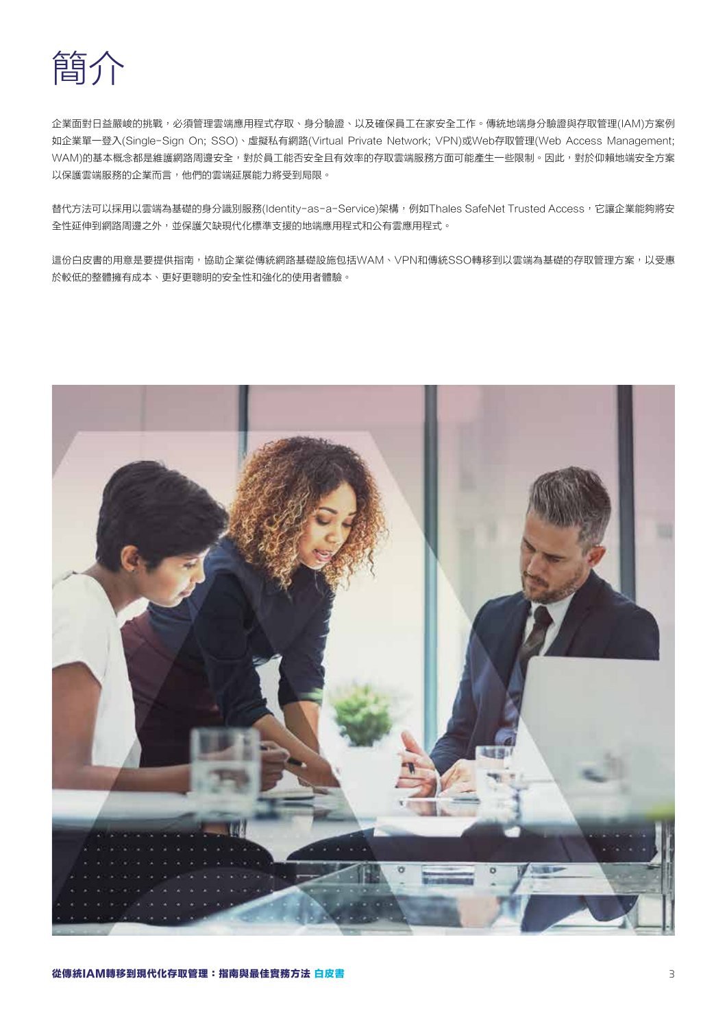# 簡介

企業面對日益嚴峻的挑戰，必須管理雲端應用程式存取、身分驗證、以及確保員工在家安全工作。傳統地端身分驗證與存取管理(IAM)方案例如企業單一登入(Single-Sign On; SSO)、虛擬私有網路(Virtual Private Network; VPN)或Web存取管理(Web Access Management; WAM)的基本概念都是維護網路周邊安全，對於員工能否安全且有效率的存取雲端服務方面可能產生一些限制。因此，對於仰賴地端安全方案以保護雲端服務的企業而言，他們的雲端延展能力將受到局限。

替代方法可以採用以雲端為基礎的身分識別服務(Identity-as-a-Service)架構，例如Thales SafeNet Trusted Access，它讓企業能夠將安全性延伸到網路周邊之外，並保護欠缺現代化標準支援的地端應用程式和公有雲應用程式。

這份白皮書的用意是要提供指南，協助企業從傳統網路基礎設施包括WAM、VPN和傳統SSO轉移到以雲端為基礎的存取管理方案，以受惠於較低的整體擁有成本、更好更聰明的安全性和強化的使用者體驗。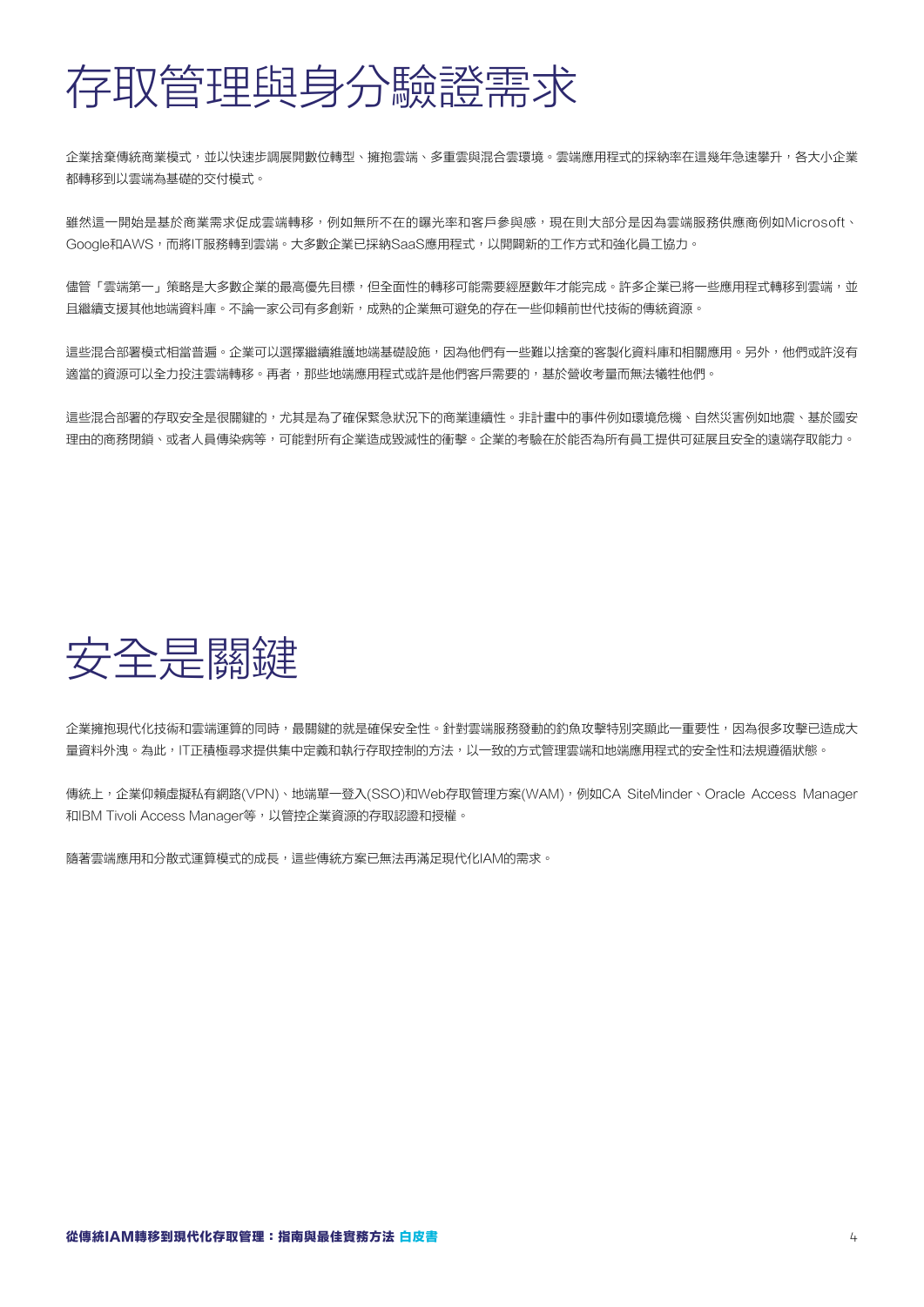# 存取管理與身分驗證需求

企業捨棄傳統商業模式，並以快速步調展開數位轉型、擁抱雲端、多重雲與混合雲環境。雲端應用程式的採納率在這幾年急速攀升，各大小企業都轉移到以雲端為基礎的交付模式。

雖然這一開始是基於商業需求促成雲端轉移，例如無所不在的曝光率和客戶參與感，現在則大部分是因為雲端服務供應商例如Microsoft、Google和AWS，而將IT服務轉到雲端。大多數企業已採納SaaS應用程式，以開闢新的工作方式和強化員工協力。

儘管「雲端第一」策略是大多數企業的最高優先目標，但全面性的轉移可能需要經歷數年才能完成。許多企業已將一些應用程式轉移到雲端，並且繼續支援其他地端資料庫。不論一家公司有多創新，成熟的企業無可避免的存在一些仰賴前世代技術的傳統資源。

這些混合部署模式相當普遍。企業可以選擇繼續維護地端基礎設施，因為他們有一些難以捨棄的客製化資料庫和相關應用。另外，他們或許沒有適當的資源可以全力投注雲端轉移。再者，那些地端應用程式或許是他們客戶需要的，基於營收考量而無法犧牲他們。

這些混合部署的存取安全是很關鍵的，尤其是為了確保緊急狀況下的商業連續性。非計畫中的事件例如環境危機、自然災害例如地震、基於國安理由的商務閉鎖、或者人員傳染病等，可能對所有企業造成毀滅性的衝擊。企業的考驗在於能否為所有員工提供可延展且安全的遠端存取能力。

# 安全是關鍵

企業擁抱現代化技術和雲端運算的同時，最關鍵的就是確保安全性。針對雲端服務發動的釣魚攻擊特別突顯此一重要性，因為很多攻擊已造成大量資料外洩。為此，IT正積極尋求提供集中定義和執行存取控制的方法，以一致的方式管理雲端和地端應用程式的安全性和法規遵循狀態。

傳統上，企業仰賴虛擬私有網路(VPN)、地端單一登入(SSO)和Web存取管理方案(WAM)，例如CA SiteMinder、Oracle Access Manager和IBM Tivoli Access Manager等，以管控企業資源的存取認證和授權。

隨著雲端應用和分散式運算模式的成長，這些傳統方案已無法再滿足現代化IAM的需求。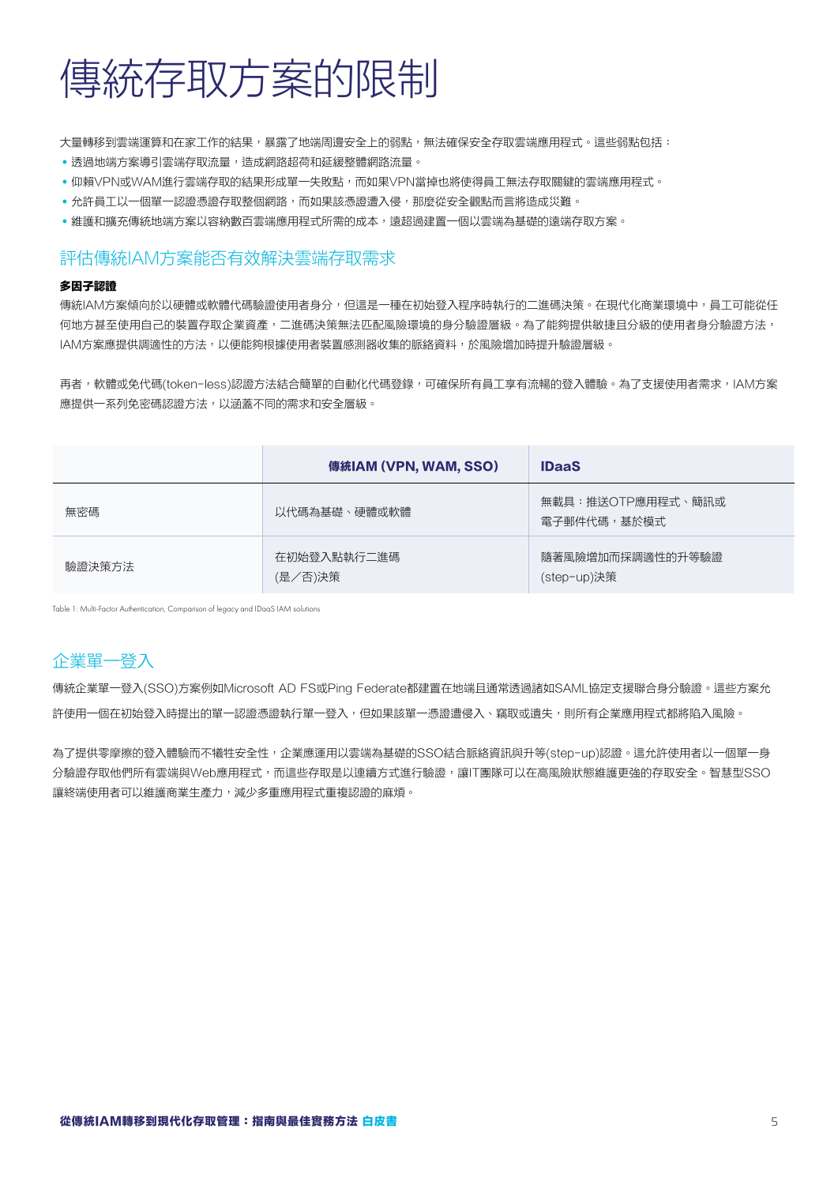# 傳統存取方案的限制

大量轉移到雲端運算和在家工作的結果，暴露了地端周邊安全上的弱點，無法確保安全存取雲端應用程式。這些弱點包括：

- 透過地端方案導引雲端存取流量，造成網路超荷和延緩整體網路流量。
- 仰賴VPN或WAM進行雲端存取的結果形成單一失敗點，而如果VPN當掉也將使得員工無法存取關鍵的雲端應用程式。
- 允許員工以一個單一認證憑證存取整個網路，而如果該憑證遭入侵，那麼從安全觀點而言將造成災難。
- 維護和擴充傳統地端方案以容納數百雲端應用程式所需的成本，遠超過建置一個以雲端為基礎的遠端存取方案。

## 評估傳統IAM方案能否有效解決雲端存取需求

**多因子認證**

傳統IAM方案傾向於以硬體或軟體代碼驗證使用者身分，但這是一種在初始登入程序時執行的二進碼決策。在現代化商業環境中，員工可能從任何地方甚至使用自己的裝置存取企業資產，二進碼決策無法匹配風險環境的身分驗證層級。為了能夠提供敏捷且分級的使用者身分驗證方法，IAM方案應提供調適性的方法，以便能夠根據使用者裝置感測器收集的脈絡資料，於風險增加時提升驗證層級。

再者，軟體或免代碼(token-less)認證方法結合簡單的自動化代碼登錄，可確保所有員工享有流暢的登入體驗。為了支援使用者需求，IAM方案應提供一系列免密碼認證方法，以涵蓋不同的需求和安全層級。

| | 傳統IAM (VPN, WAM, SSO) | IDaaS |
|---|---|---|
| 無密碼 | 以代碼為基礎、硬體或軟體 | 無載具：推送OTP應用程式、簡訊或電子郵件代碼，基於模式 |
| 驗證決策方法 | 在初始登入點執行二進碼(是／否)決策 | 隨著風險增加而採調適性的升等驗證(step-up)決策 |

Table 1: Multi-Factor Authentication, Comparison of legacy and IDaaS IAM solutions

## 企業單一登入

傳統企業單一登入(SSO)方案例如Microsoft AD FS或Ping Federate都建置在地端且通常透過諸如SAML協定支援聯合身分驗證。這些方案允許使用一個在初始登入時提出的單一認證憑證執行單一登入，但如果該單一憑證遭侵入、竊取或遺失，則所有企業應用程式都將陷入風險。

為了提供零摩擦的登入體驗而不犧牲安全性，企業應運用以雲端為基礎的SSO結合脈絡資訊與升等(step-up)認證。這允許使用者以一個單一身分驗證存取他們所有雲端與Web應用程式，而這些存取是以連續方式進行驗證，讓IT團隊可以在高風險狀態維護更強的存取安全。智慧型SSO讓終端使用者可以維護商業生產力，減少多重應用程式重複認證的麻煩。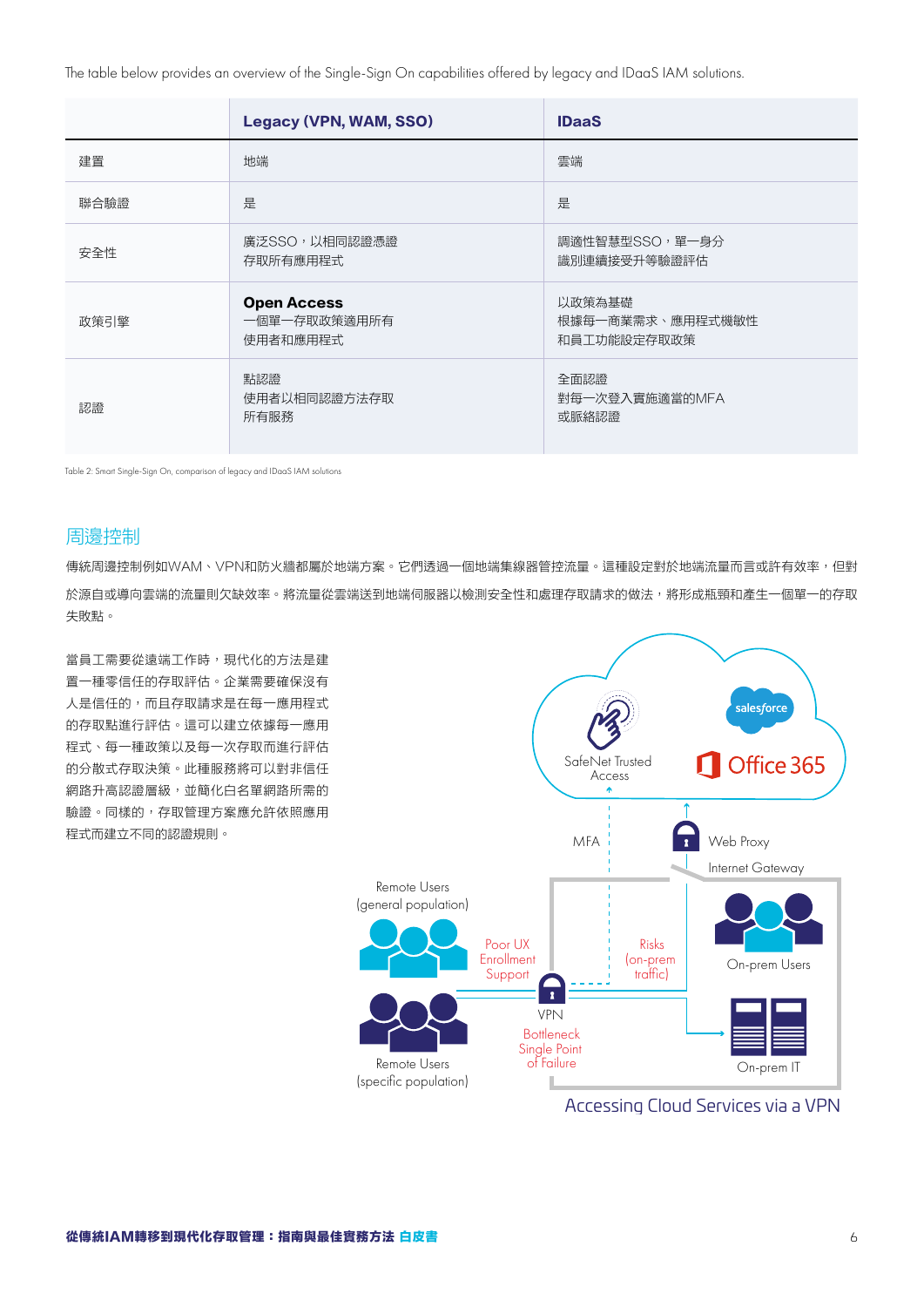The table below provides an overview of the Single-Sign On capabilities offered by legacy and IDaaS IAM solutions.

| | Legacy (VPN, WAM, SSO) | IDaaS |
|---|---|---|
| 建置 | 地端 | 雲端 |
| 聯合驗證 | 是 | 是 |
| 安全性 | 廣泛SSO，以相同認證憑證<br>存取所有應用程式 | 調適性智慧型SSO，單一身分<br>識別連續接受升等驗證評估 |
| 政策引擎 | **Open Access**<br>一個單一存取政策適用所有<br>使用者和應用程式 | 以政策為基礎<br>根據每一商業需求、應用程式機敏性<br>和員工功能設定存取政策 |
| 認證 | 點認證<br>使用者以相同認證方法存取<br>所有服務 | 全面認證<br>對每一次登入實施適當的MFA<br>或脈絡認證 |

Table 2: Smart Single-Sign On, comparison of legacy and IDaaS IAM solutions

## 周邊控制

傳統周邊控制例如WAM、VPN和防火牆都屬於地端方案。它們透過一個地端集線器管控流量。這種設定對於地端流量而言或許有效率，但對於源自或導向雲端的流量則欠缺效率。將流量從雲端送到地端伺服器以檢測安全性和處理存取請求的做法，將形成瓶頸和產生一個單一的存取失敗點。

當員工需要從遠端工作時，現代化的方法是建置一種零信任的存取評估。企業需要確保沒有人是信任的，而且存取請求是在每一應用程式的存取點進行評估。這可以建立依據每一應用程式、每一種政策以及每一次存取而進行評估的分散式存取決策。此種服務將可以對非信任網路升高認證層級，並簡化白名單網路所需的驗證。同樣的，存取管理方案應允許依照應用程式而建立不同的認證規則。

SafeNet Trusted Access | salesforce | Office 365 | MFA | Web Proxy | Internet Gateway | Remote Users (general population) | Poor UX Enrollment Support | Risks (on-prem traffic) | On-prem Users | VPN | Bottleneck Single Point of Failure | Remote Users (specific population) | On-prem IT

Accessing Cloud Services via a VPN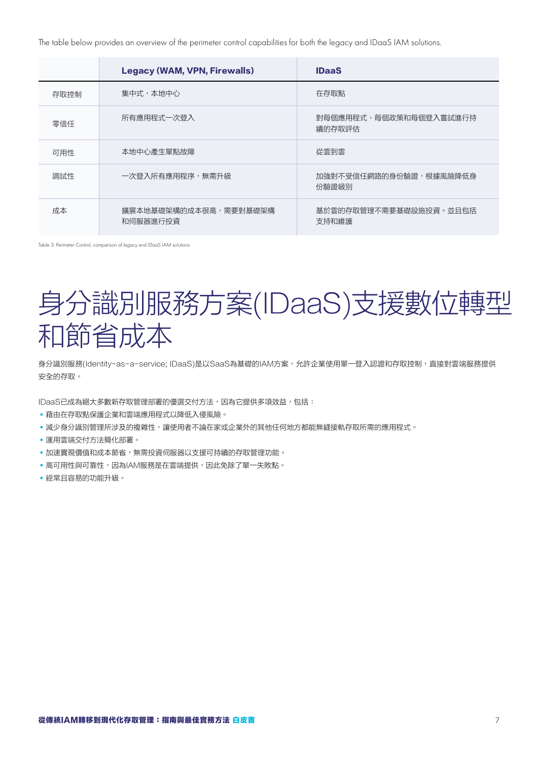The table below provides an overview of the perimeter control capabilities for both the legacy and IDaaS IAM solutions.

| | Legacy (WAM, VPN, Firewalls) | IDaaS |
|---|---|---|
| 存取控制 | 集中式，本地中心 | 在存取點 |
| 零信任 | 所有應用程式一次登入 | 對每個應用程式、每個政策和每個登入嘗試進行持續的存取評估 |
| 可用性 | 本地中心產生單點故障 | 從雲到雲 |
| 調試性 | 一次登入所有應用程序，無需升級 | 加強對不受信任網路的身份驗證，根據風險降低身份驗證級別 |
| 成本 | 擴展本地基礎架構的成本很高，需要對基礎架構和伺服器進行投資 | 基於雲的存取管理不需要基礎設施投資。並且包括支持和維護 |

Table 3: Perimeter Control, comparison of legacy and IDaaS IAM solutions

# 身分識別服務方案(IDaaS)支援數位轉型和節省成本

身分識別服務(Identity-as-a-service; IDaaS)是以SaaS為基礎的IAM方案，允許企業使用單一登入認證和存取控制，直接對雲端服務提供安全的存取。

IDaaS已成為絕大多數新存取管理部署的優選交付方法，因為它提供多項效益，包括：

- 藉由在存取點保護企業和雲端應用程式以降低入侵風險。
- 減少身分識別管理所涉及的複雜性，讓使用者不論在家或企業外的其他任何地方都能無縫接軌存取所需的應用程式。
- 運用雲端交付方法簡化部署。
- 加速實現價值和成本節省，無需投資伺服器以支援可持續的存取管理功能。
- 高可用性與可靠性，因為IAM服務是在雲端提供，因此免除了單一失敗點。
- 經常且容易的功能升級。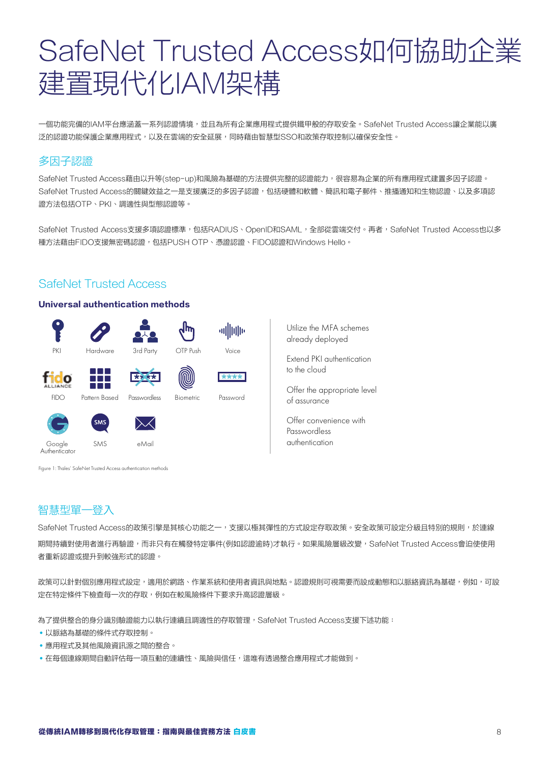# SafeNet Trusted Access如何協助企業建置現代化IAM架構

一個功能完備的IAM平台應涵蓋一系列認證情境，並且為所有企業應用程式提供鐵甲般的存取安全。SafeNet Trusted Access讓企業能以廣泛的認證功能保護企業應用程式，以及在雲端的安全延展，同時藉由智慧型SSO和政策存取控制以確保安全性。

## 多因子認證

SafeNet Trusted Access藉由以升等(step-up)和風險為基礎的方法提供完整的認證能力，很容易為企業的所有應用程式建置多因子認證。SafeNet Trusted Access的關鍵效益之一是支援廣泛的多因子認證，包括硬體和軟體、簡訊和電子郵件、推播通知和生物認證、以及多項認證方法包括OTP、PKI、調適性與型態認證等。

SafeNet Trusted Access支援多項認證標準，包括RADIUS、OpenID和SAML，全部從雲端交付。再者，SafeNet Trusted Access也以多種方法藉由FIDO支援無密碼認證，包括PUSH OTP、憑證認證、FIDO認證和Windows Hello。

### SafeNet Trusted Access

**Universal authentication methods**

PKI, Hardware, 3rd Party, OTP Push, Voice, FIDO, Pattern Based, Passwordless, Biometric, Password, Google Authenticator, SMS, eMail

- Utilize the MFA schemes already deployed
- Extend PKI authentication to the cloud
- Offer the appropriate level of assurance
- Offer convenience with Passwordless authentication

Figure 1: Thales' SafeNet Trusted Access authentication methods

## 智慧型單一登入

SafeNet Trusted Access的政策引擎是其核心功能之一，支援以極其彈性的方式設定存取政策。安全政策可設定分級且特別的規則，於連線期間持續對使用者進行再驗證，而非只有在觸發特定事件(例如認證逾時)才執行。如果風險層級改變，SafeNet Trusted Access會迫使使用者重新認證或提升到較強形式的認證。

政策可以針對個別應用程式設定，適用於網路、作業系統和使用者資訊與地點。認證規則可視需要而設成動態和以脈絡資訊為基礎，例如，可設定在特定條件下檢查每一次的存取，例如在較風險條件下要求升高認證層級。

為了提供整合的身分識別驗證能力以執行連續且調適性的存取管理，SafeNet Trusted Access支援下述功能：

- 以脈絡為基礎的條件式存取控制。
- 應用程式及其他風險資訊源之間的整合。
- 在每個連線期間自動評估每一項互動的連續性、風險與信任，這唯有透過整合應用程式才能做到。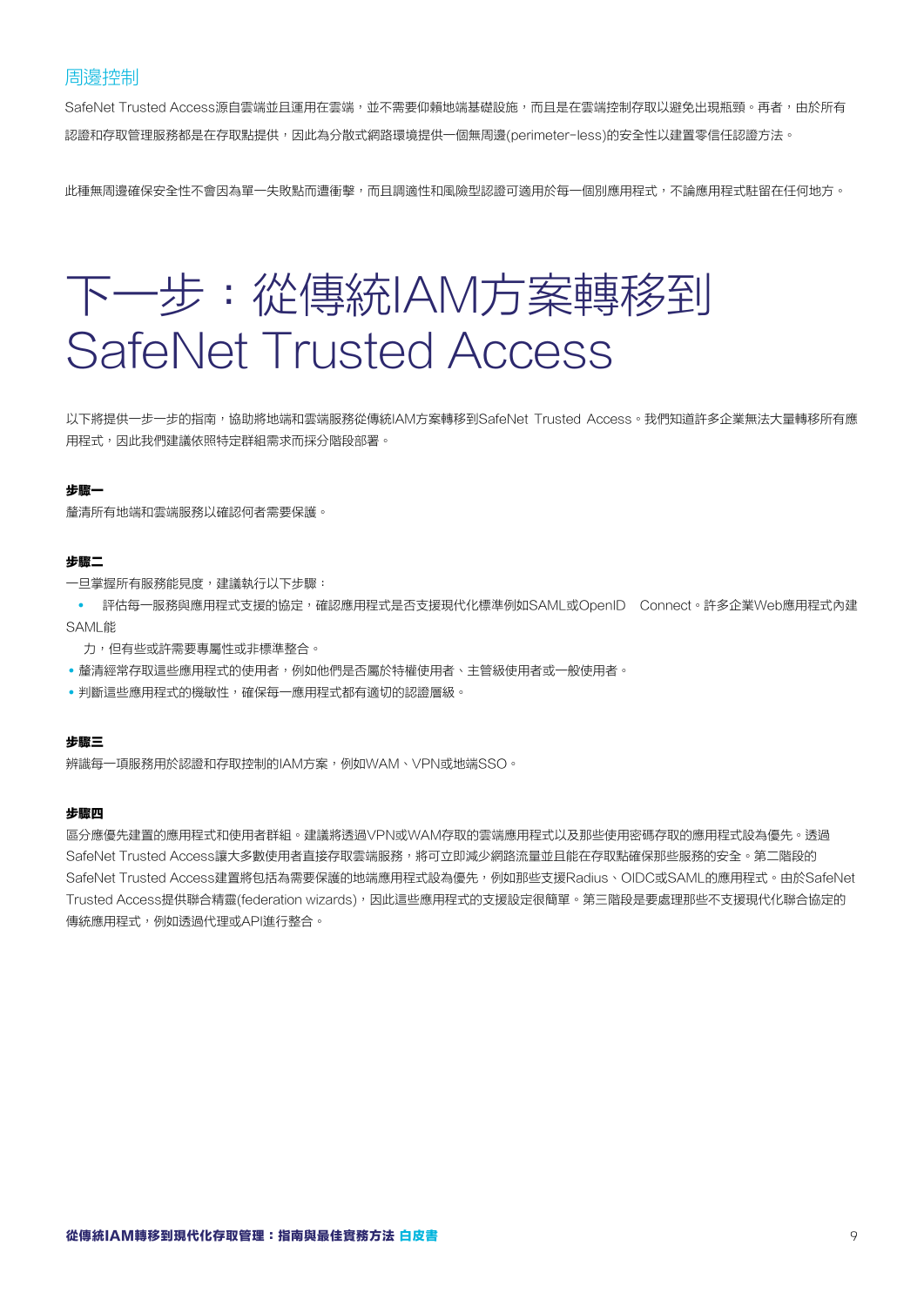## 周邊控制

SafeNet Trusted Access源自雲端並且運用在雲端，並不需要仰賴地端基礎設施，而且是在雲端控制存取以避免出現瓶頸。再者，由於所有認證和存取管理服務都是在存取點提供，因此為分散式網路環境提供一個無周邊(perimeter-less)的安全性以建置零信任認證方法。

此種無周邊確保安全性不會因為單一失敗點而遭衝擊，而且調適性和風險型認證可適用於每一個別應用程式，不論應用程式駐留在任何地方。

# 下一步：從傳統IAM方案轉移到 SafeNet Trusted Access

以下將提供一步一步的指南，協助將地端和雲端服務從傳統IAM方案轉移到SafeNet Trusted Access。我們知道許多企業無法大量轉移所有應用程式，因此我們建議依照特定群組需求而採分階段部署。

**步驟一**

釐清所有地端和雲端服務以確認何者需要保護。

**步驟二**

一旦掌握所有服務能見度，建議執行以下步驟：

- 評估每一服務與應用程式支援的協定，確認應用程式是否支援現代化標準例如SAML或OpenID Connect。許多企業Web應用程式內建SAML能力，但有些或許需要專屬性或非標準整合。
- 釐清經常存取這些應用程式的使用者，例如他們是否屬於特權使用者、主管級使用者或一般使用者。
- 判斷這些應用程式的機敏性，確保每一應用程式都有適切的認證層級。

**步驟三**

辨識每一項服務用於認證和存取控制的IAM方案，例如WAM、VPN或地端SSO。

**步驟四**

區分應優先建置的應用程式和使用者群組。建議將透過VPN或WAM存取的雲端應用程式以及那些使用密碼存取的應用程式設為優先。透過SafeNet Trusted Access讓大多數使用者直接存取雲端服務，將可立即減少網路流量並且能在存取點確保那些服務的安全。第二階段的SafeNet Trusted Access建置將包括為需要保護的地端應用程式設為優先，例如那些支援Radius、OIDC或SAML的應用程式。由於SafeNet Trusted Access提供聯合精靈(federation wizards)，因此這些應用程式的支援設定很簡單。第三階段是要處理那些不支援現代化聯合協定的傳統應用程式，例如透過代理或API進行整合。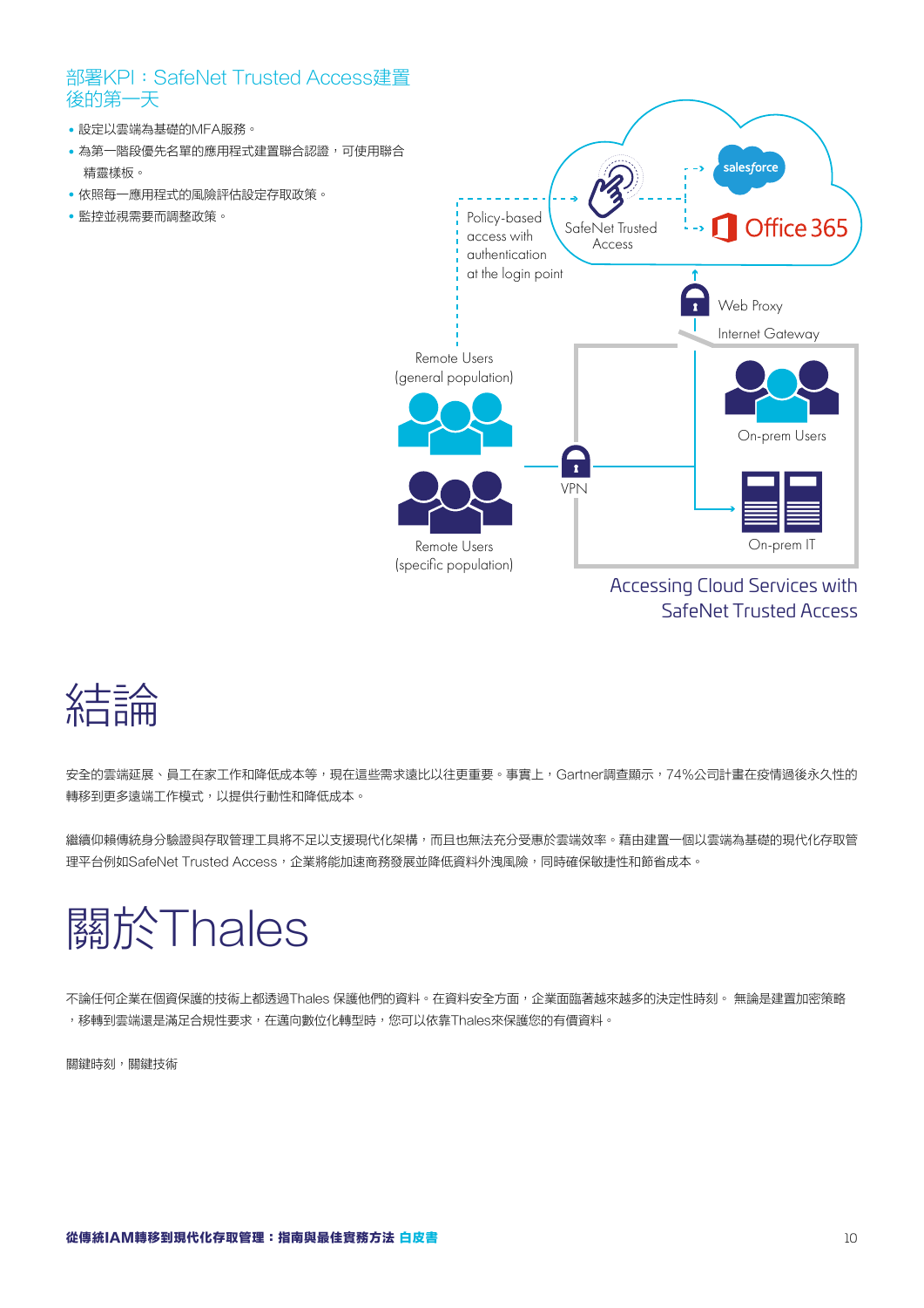## 部署KPI：SafeNet Trusted Access建置後的第一天

- 設定以雲端為基礎的MFA服務。
- 為第一階段優先名單的應用程式建置聯合認證，可使用聯合精靈樣板。
- 依照每一應用程式的風險評估設定存取政策。
- 監控並視需要而調整政策。

Accessing Cloud Services with SafeNet Trusted Access

# 結論

安全的雲端延展、員工在家工作和降低成本等，現在這些需求遠比以往更重要。事實上，Gartner調查顯示，74%公司計畫在疫情過後永久性的轉移到更多遠端工作模式，以提供行動性和降低成本。

繼續仰賴傳統身分驗證與存取管理工具將不足以支援現代化架構，而且也無法充分受惠於雲端效率。藉由建置一個以雲端為基礎的現代化存取管理平台例如SafeNet Trusted Access，企業將能加速商務發展並降低資料外洩風險，同時確保敏捷性和節省成本。

# 關於Thales

不論任何企業在個資保護的技術上都透過Thales 保護他們的資料。在資料安全方面，企業面臨著越來越多的決定性時刻。 無論是建置加密策略，移轉到雲端還是滿足合規性要求，在邁向數位化轉型時，您可以依靠Thales來保護您的有價資料。

關鍵時刻，關鍵技術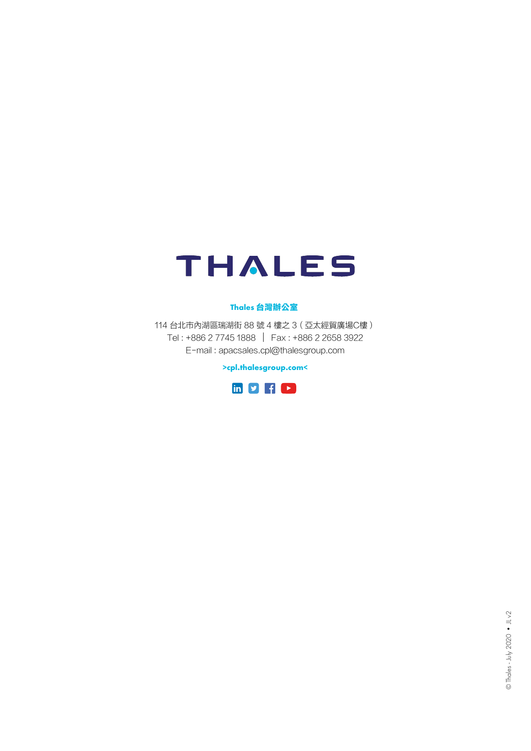THALES

**Thales 台灣辦公室**

114 台北市內湖區瑞湖街 88 號 4 樓之 3（亞太經貿廣場C樓）
Tel : +886 2 7745 1888 | Fax : +886 2 2658 3922
E-mail : apacsales.cpl@thalesgroup.com

**>cpl.thalesgroup.com<**

© Thales - July 2020 • JLv2